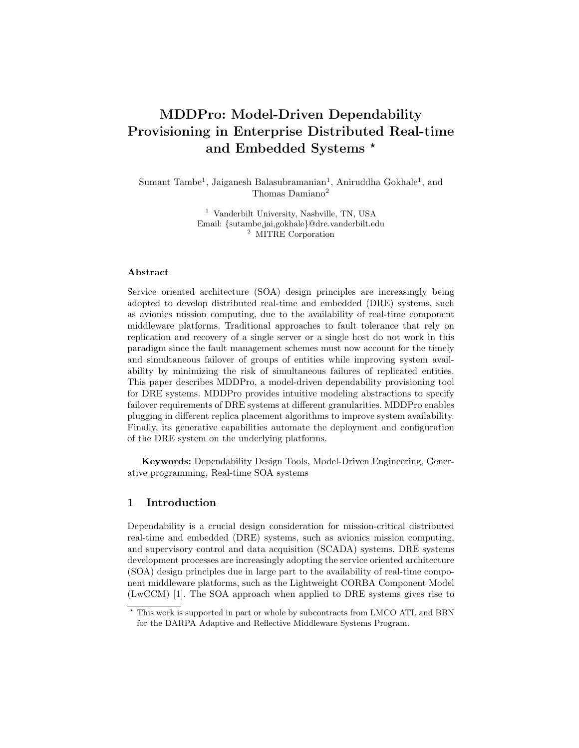# MDDPro: Model-Driven Dependability Provisioning in Enterprise Distributed Real-time and Embedded Systems *

Sumant Tambe[1], Jaiganesh Balasubramanian[1], Aniruddha Gokhale[1], and Thomas Damiano[2]

[1] Vanderbilt University, Nashville, TN, USA
Email: {sutambe,jai,gokhale}@dre.vanderbilt.edu
[2] MITRE Corporation

## Abstract

Service oriented architecture (SOA) design principles are increasingly being adopted to develop distributed real-time and embedded (DRE) systems, such as avionics mission computing, due to the availability of real-time component middleware platforms. Traditional approaches to fault tolerance that rely on replication and recovery of a single server or a single host do not work in this paradigm since the fault management schemes must now account for the timely and simultaneous failover of groups of entities while improving system availability by minimizing the risk of simultaneous failures of replicated entities. This paper describes MDDPro, a model-driven dependability provisioning tool for DRE systems. MDDPro provides intuitive modeling abstractions to specify failover requirements of DRE systems at different granularities. MDDPro enables plugging in different replica placement algorithms to improve system availability. Finally, its generative capabilities automate the deployment and configuration of the DRE system on the underlying platforms.

**Keywords:** Dependability Design Tools, Model-Driven Engineering, Generative programming, Real-time SOA systems

## 1 Introduction

Dependability is a crucial design consideration for mission-critical distributed real-time and embedded (DRE) systems, such as avionics mission computing, and supervisory control and data acquisition (SCADA) systems. DRE systems development processes are increasingly adopting the service oriented architecture (SOA) design principles due in large part to the availability of real-time component middleware platforms, such as the Lightweight CORBA Component Model (LwCCM) [1]. The SOA approach when applied to DRE systems gives rise to

* This work is supported in part or whole by subcontracts from LMCO ATL and BBN for the DARPA Adaptive and Reflective Middleware Systems Program.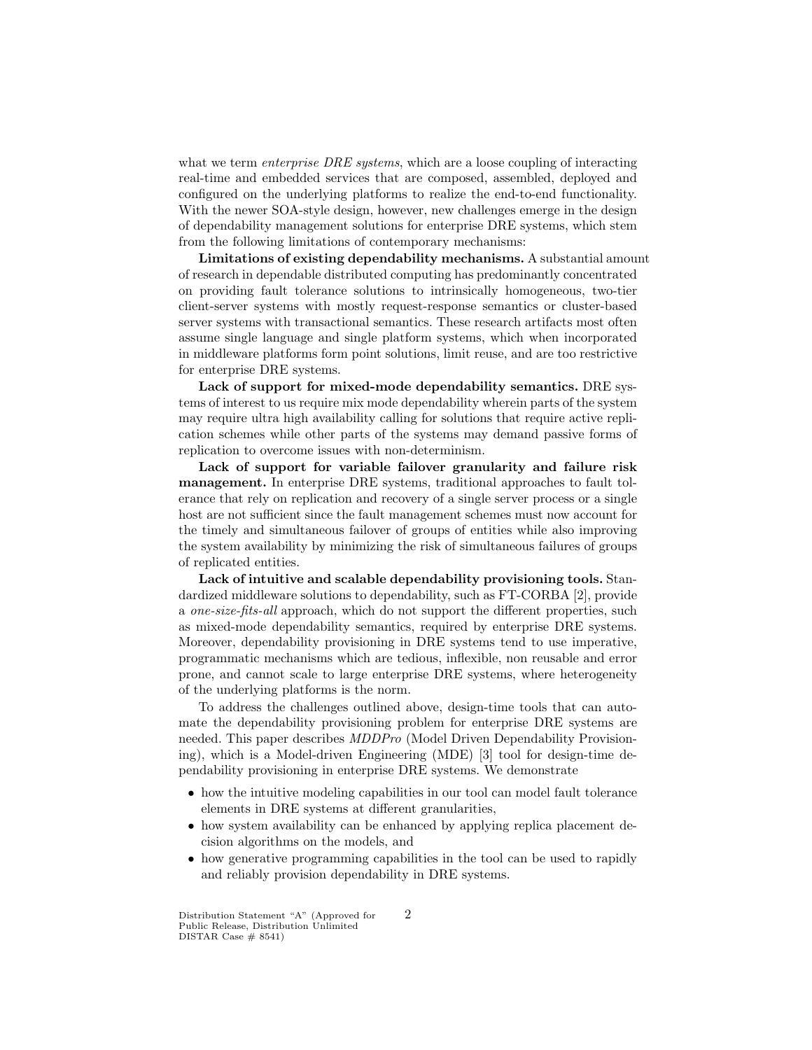what we term *enterprise DRE systems*, which are a loose coupling of interacting real-time and embedded services that are composed, assembled, deployed and configured on the underlying platforms to realize the end-to-end functionality. With the newer SOA-style design, however, new challenges emerge in the design of dependability management solutions for enterprise DRE systems, which stem from the following limitations of contemporary mechanisms:

**Limitations of existing dependability mechanisms.** A substantial amount of research in dependable distributed computing has predominantly concentrated on providing fault tolerance solutions to intrinsically homogeneous, two-tier client-server systems with mostly request-response semantics or cluster-based server systems with transactional semantics. These research artifacts most often assume single language and single platform systems, which when incorporated in middleware platforms form point solutions, limit reuse, and are too restrictive for enterprise DRE systems.

**Lack of support for mixed-mode dependability semantics.** DRE systems of interest to us require mix mode dependability wherein parts of the system may require ultra high availability calling for solutions that require active replication schemes while other parts of the systems may demand passive forms of replication to overcome issues with non-determinism.

**Lack of support for variable failover granularity and failure risk management.** In enterprise DRE systems, traditional approaches to fault tolerance that rely on replication and recovery of a single server process or a single host are not sufficient since the fault management schemes must now account for the timely and simultaneous failover of groups of entities while also improving the system availability by minimizing the risk of simultaneous failures of groups of replicated entities.

**Lack of intuitive and scalable dependability provisioning tools.** Standardized middleware solutions to dependability, such as FT-CORBA [2], provide a *one-size-fits-all* approach, which do not support the different properties, such as mixed-mode dependability semantics, required by enterprise DRE systems. Moreover, dependability provisioning in DRE systems tend to use imperative, programmatic mechanisms which are tedious, inflexible, non reusable and error prone, and cannot scale to large enterprise DRE systems, where heterogeneity of the underlying platforms is the norm.

To address the challenges outlined above, design-time tools that can automate the dependability provisioning problem for enterprise DRE systems are needed. This paper describes *MDDPro* (Model Driven Dependability Provisioning), which is a Model-driven Engineering (MDE) [3] tool for design-time dependability provisioning in enterprise DRE systems. We demonstrate

- how the intuitive modeling capabilities in our tool can model fault tolerance elements in DRE systems at different granularities,
- how system availability can be enhanced by applying replica placement decision algorithms on the models, and
- how generative programming capabilities in the tool can be used to rapidly and reliably provision dependability in DRE systems.

Distribution Statement "A" (Approved for Public Release, Distribution Unlimited DISTAR Case # 8541)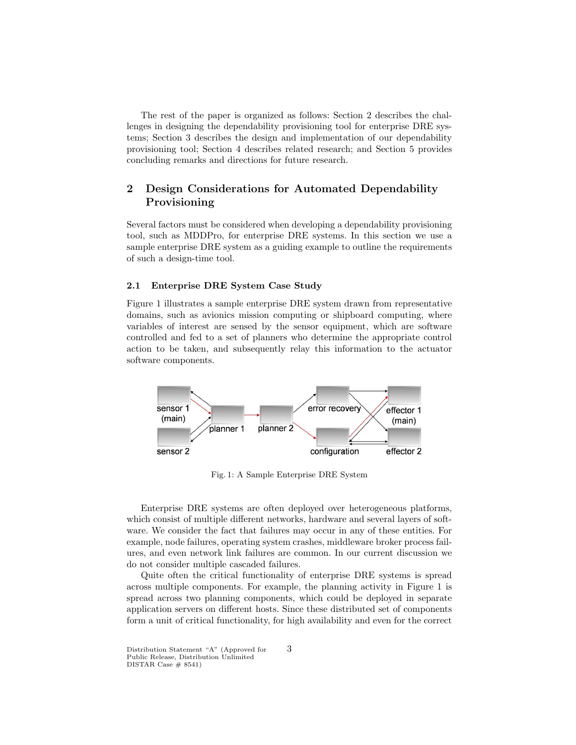The rest of the paper is organized as follows: Section 2 describes the challenges in designing the dependability provisioning tool for enterprise DRE systems; Section 3 describes the design and implementation of our dependability provisioning tool; Section 4 describes related research; and Section 5 provides concluding remarks and directions for future research.

## 2 Design Considerations for Automated Dependability Provisioning

Several factors must be considered when developing a dependability provisioning tool, such as MDDPro, for enterprise DRE systems. In this section we use a sample enterprise DRE system as a guiding example to outline the requirements of such a design-time tool.

### 2.1 Enterprise DRE System Case Study

Figure 1 illustrates a sample enterprise DRE system drawn from representative domains, such as avionics mission computing or shipboard computing, where variables of interest are sensed by the sensor equipment, which are software controlled and fed to a set of planners who determine the appropriate control action to be taken, and subsequently relay this information to the actuator software components.

Fig. 1: A Sample Enterprise DRE System

Enterprise DRE systems are often deployed over heterogeneous platforms, which consist of multiple different networks, hardware and several layers of software. We consider the fact that failures may occur in any of these entities. For example, node failures, operating system crashes, middleware broker process failures, and even network link failures are common. In our current discussion we do not consider multiple cascaded failures.

Quite often the critical functionality of enterprise DRE systems is spread across multiple components. For example, the planning activity in Figure 1 is spread across two planning components, which could be deployed in separate application servers on different hosts. Since these distributed set of components form a unit of critical functionality, for high availability and even for the correct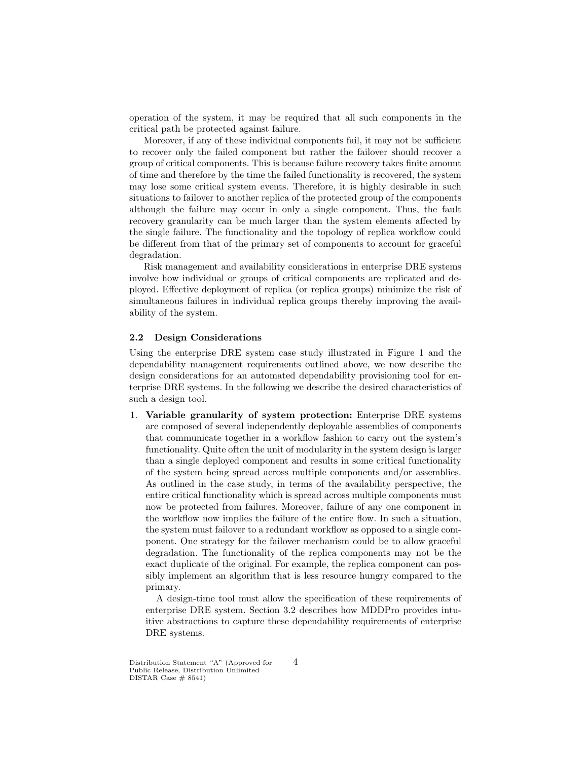operation of the system, it may be required that all such components in the critical path be protected against failure.

Moreover, if any of these individual components fail, it may not be sufficient to recover only the failed component but rather the failover should recover a group of critical components. This is because failure recovery takes finite amount of time and therefore by the time the failed functionality is recovered, the system may lose some critical system events. Therefore, it is highly desirable in such situations to failover to another replica of the protected group of the components although the failure may occur in only a single component. Thus, the fault recovery granularity can be much larger than the system elements affected by the single failure. The functionality and the topology of replica workflow could be different from that of the primary set of components to account for graceful degradation.

Risk management and availability considerations in enterprise DRE systems involve how individual or groups of critical components are replicated and deployed. Effective deployment of replica (or replica groups) minimize the risk of simultaneous failures in individual replica groups thereby improving the availability of the system.

### 2.2 Design Considerations

Using the enterprise DRE system case study illustrated in Figure 1 and the dependability management requirements outlined above, we now describe the design considerations for an automated dependability provisioning tool for enterprise DRE systems. In the following we describe the desired characteristics of such a design tool.

1. **Variable granularity of system protection:** Enterprise DRE systems are composed of several independently deployable assemblies of components that communicate together in a workflow fashion to carry out the system's functionality. Quite often the unit of modularity in the system design is larger than a single deployed component and results in some critical functionality of the system being spread across multiple components and/or assemblies. As outlined in the case study, in terms of the availability perspective, the entire critical functionality which is spread across multiple components must now be protected from failures. Moreover, failure of any one component in the workflow now implies the failure of the entire flow. In such a situation, the system must failover to a redundant workflow as opposed to a single component. One strategy for the failover mechanism could be to allow graceful degradation. The functionality of the replica components may not be the exact duplicate of the original. For example, the replica component can possibly implement an algorithm that is less resource hungry compared to the primary.

   A design-time tool must allow the specification of these requirements of enterprise DRE system. Section 3.2 describes how MDDPro provides intuitive abstractions to capture these dependability requirements of enterprise DRE systems.

Distribution Statement "A" (Approved for Public Release, Distribution Unlimited DISTAR Case # 8541)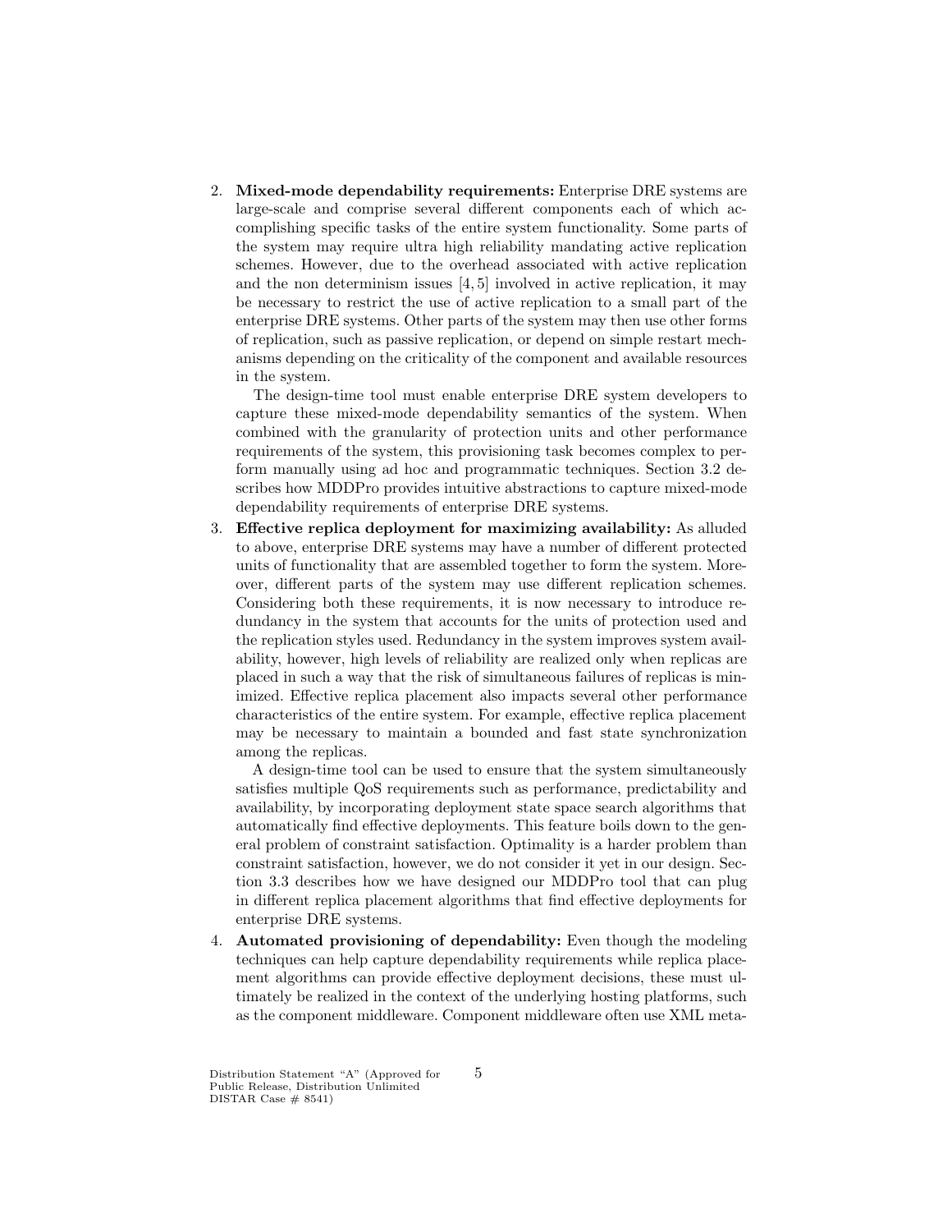2. **Mixed-mode dependability requirements:** Enterprise DRE systems are large-scale and comprise several different components each of which accomplishing specific tasks of the entire system functionality. Some parts of the system may require ultra high reliability mandating active replication schemes. However, due to the overhead associated with active replication and the non determinism issues [4, 5] involved in active replication, it may be necessary to restrict the use of active replication to a small part of the enterprise DRE systems. Other parts of the system may then use other forms of replication, such as passive replication, or depend on simple restart mechanisms depending on the criticality of the component and available resources in the system.

   The design-time tool must enable enterprise DRE system developers to capture these mixed-mode dependability semantics of the system. When combined with the granularity of protection units and other performance requirements of the system, this provisioning task becomes complex to perform manually using ad hoc and programmatic techniques. Section 3.2 describes how MDDPro provides intuitive abstractions to capture mixed-mode dependability requirements of enterprise DRE systems.

3. **Effective replica deployment for maximizing availability:** As alluded to above, enterprise DRE systems may have a number of different protected units of functionality that are assembled together to form the system. Moreover, different parts of the system may use different replication schemes. Considering both these requirements, it is now necessary to introduce redundancy in the system that accounts for the units of protection used and the replication styles used. Redundancy in the system improves system availability, however, high levels of reliability are realized only when replicas are placed in such a way that the risk of simultaneous failures of replicas is minimized. Effective replica placement also impacts several other performance characteristics of the entire system. For example, effective replica placement may be necessary to maintain a bounded and fast state synchronization among the replicas.

   A design-time tool can be used to ensure that the system simultaneously satisfies multiple QoS requirements such as performance, predictability and availability, by incorporating deployment state space search algorithms that automatically find effective deployments. This feature boils down to the general problem of constraint satisfaction. Optimality is a harder problem than constraint satisfaction, however, we do not consider it yet in our design. Section 3.3 describes how we have designed our MDDPro tool that can plug in different replica placement algorithms that find effective deployments for enterprise DRE systems.

4. **Automated provisioning of dependability:** Even though the modeling techniques can help capture dependability requirements while replica placement algorithms can provide effective deployment decisions, these must ultimately be realized in the context of the underlying hosting platforms, such as the component middleware. Component middleware often use XML meta-

Distribution Statement "A" (Approved for Public Release, Distribution Unlimited DISTAR Case # 8541)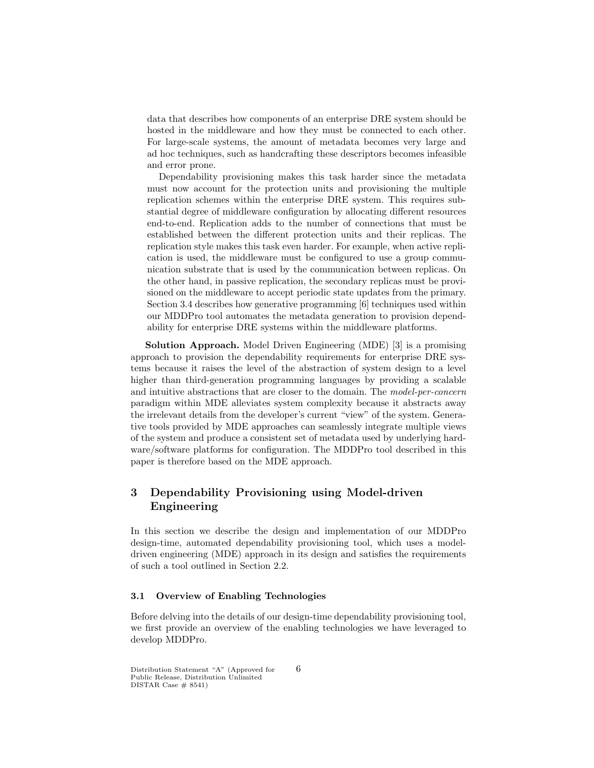data that describes how components of an enterprise DRE system should be hosted in the middleware and how they must be connected to each other. For large-scale systems, the amount of metadata becomes very large and ad hoc techniques, such as handcrafting these descriptors becomes infeasible and error prone.

Dependability provisioning makes this task harder since the metadata must now account for the protection units and provisioning the multiple replication schemes within the enterprise DRE system. This requires substantial degree of middleware configuration by allocating different resources end-to-end. Replication adds to the number of connections that must be established between the different protection units and their replicas. The replication style makes this task even harder. For example, when active replication is used, the middleware must be configured to use a group communication substrate that is used by the communication between replicas. On the other hand, in passive replication, the secondary replicas must be provisioned on the middleware to accept periodic state updates from the primary. Section 3.4 describes how generative programming [6] techniques used within our MDDPro tool automates the metadata generation to provision dependability for enterprise DRE systems within the middleware platforms.

**Solution Approach.** Model Driven Engineering (MDE) [3] is a promising approach to provision the dependability requirements for enterprise DRE systems because it raises the level of the abstraction of system design to a level higher than third-generation programming languages by providing a scalable and intuitive abstractions that are closer to the domain. The *model-per-concern* paradigm within MDE alleviates system complexity because it abstracts away the irrelevant details from the developer's current "view" of the system. Generative tools provided by MDE approaches can seamlessly integrate multiple views of the system and produce a consistent set of metadata used by underlying hardware/software platforms for configuration. The MDDPro tool described in this paper is therefore based on the MDE approach.

## 3 Dependability Provisioning using Model-driven Engineering

In this section we describe the design and implementation of our MDDPro design-time, automated dependability provisioning tool, which uses a model-driven engineering (MDE) approach in its design and satisfies the requirements of such a tool outlined in Section 2.2.

### 3.1 Overview of Enabling Technologies

Before delving into the details of our design-time dependability provisioning tool, we first provide an overview of the enabling technologies we have leveraged to develop MDDPro.

Distribution Statement "A" (Approved for Public Release, Distribution Unlimited DISTAR Case # 8541)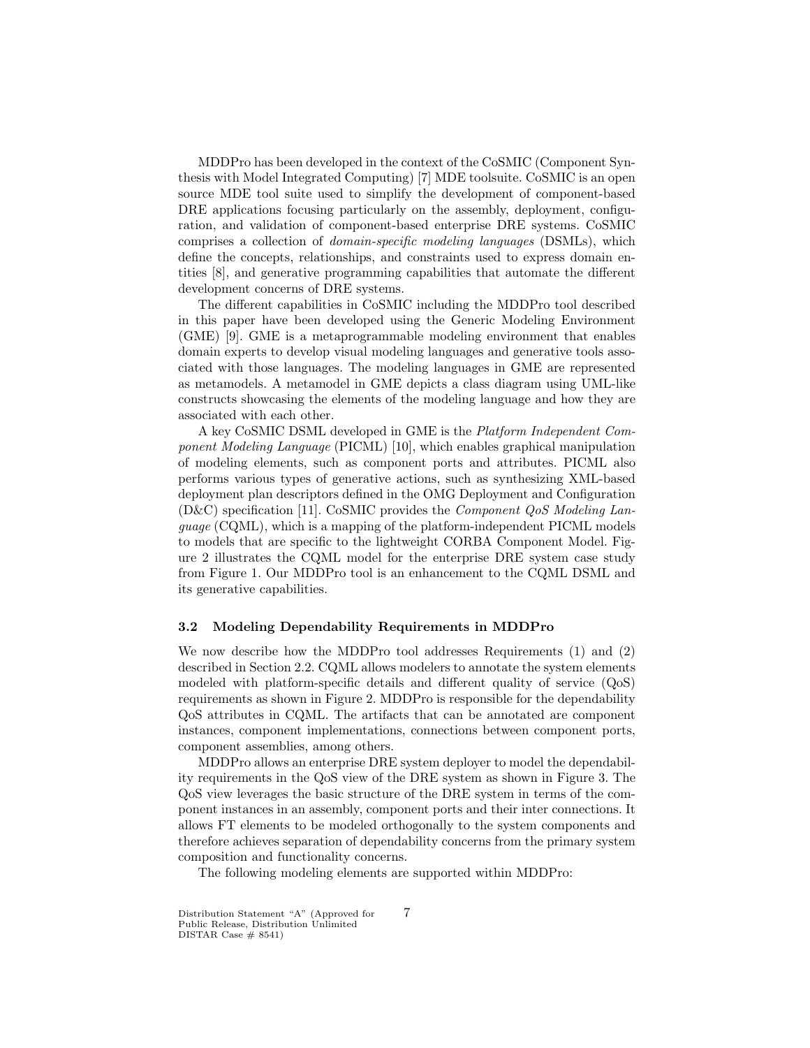MDDPro has been developed in the context of the CoSMIC (Component Synthesis with Model Integrated Computing) [7] MDE toolsuite. CoSMIC is an open source MDE tool suite used to simplify the development of component-based DRE applications focusing particularly on the assembly, deployment, configuration, and validation of component-based enterprise DRE systems. CoSMIC comprises a collection of *domain-specific modeling languages* (DSMLs), which define the concepts, relationships, and constraints used to express domain entities [8], and generative programming capabilities that automate the different development concerns of DRE systems.

The different capabilities in CoSMIC including the MDDPro tool described in this paper have been developed using the Generic Modeling Environment (GME) [9]. GME is a metaprogrammable modeling environment that enables domain experts to develop visual modeling languages and generative tools associated with those languages. The modeling languages in GME are represented as metamodels. A metamodel in GME depicts a class diagram using UML-like constructs showcasing the elements of the modeling language and how they are associated with each other.

A key CoSMIC DSML developed in GME is the *Platform Independent Component Modeling Language* (PICML) [10], which enables graphical manipulation of modeling elements, such as component ports and attributes. PICML also performs various types of generative actions, such as synthesizing XML-based deployment plan descriptors defined in the OMG Deployment and Configuration (D&C) specification [11]. CoSMIC provides the *Component QoS Modeling Language* (CQML), which is a mapping of the platform-independent PICML models to models that are specific to the lightweight CORBA Component Model. Figure 2 illustrates the CQML model for the enterprise DRE system case study from Figure 1. Our MDDPro tool is an enhancement to the CQML DSML and its generative capabilities.

### 3.2 Modeling Dependability Requirements in MDDPro

We now describe how the MDDPro tool addresses Requirements (1) and (2) described in Section 2.2. CQML allows modelers to annotate the system elements modeled with platform-specific details and different quality of service (QoS) requirements as shown in Figure 2. MDDPro is responsible for the dependability QoS attributes in CQML. The artifacts that can be annotated are component instances, component implementations, connections between component ports, component assemblies, among others.

MDDPro allows an enterprise DRE system deployer to model the dependability requirements in the QoS view of the DRE system as shown in Figure 3. The QoS view leverages the basic structure of the DRE system in terms of the component instances in an assembly, component ports and their inter connections. It allows FT elements to be modeled orthogonally to the system components and therefore achieves separation of dependability concerns from the primary system composition and functionality concerns.

The following modeling elements are supported within MDDPro:

Distribution Statement "A" (Approved for Public Release, Distribution Unlimited DISTAR Case # 8541)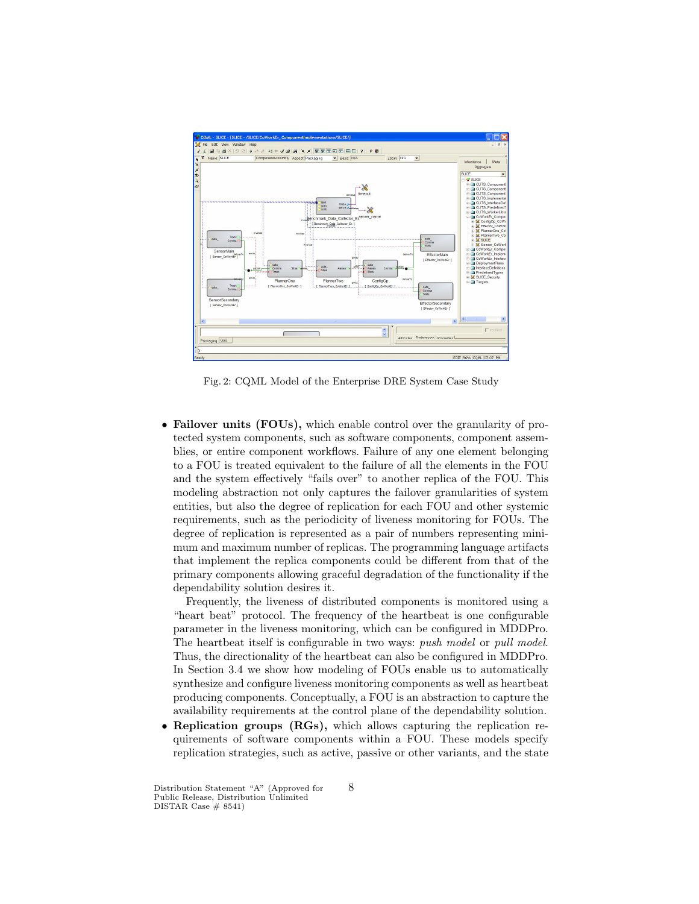Fig. 2: CQML Model of the Enterprise DRE System Case Study

- **Failover units (FOUs),** which enable control over the granularity of protected system components, such as software components, component assemblies, or entire component workflows. Failure of any one element belonging to a FOU is treated equivalent to the failure of all the elements in the FOU and the system effectively "fails over" to another replica of the FOU. This modeling abstraction not only captures the failover granularities of system entities, but also the degree of replication for each FOU and other systemic requirements, such as the periodicity of liveness monitoring for FOUs. The degree of replication is represented as a pair of numbers representing minimum and maximum number of replicas. The programming language artifacts that implement the replica components could be different from that of the primary components allowing graceful degradation of the functionality if the dependability solution desires it.

  Frequently, the liveness of distributed components is monitored using a "heart beat" protocol. The frequency of the heartbeat is one configurable parameter in the liveness monitoring, which can be configured in MDDPro. The heartbeat itself is configurable in two ways: *push model* or *pull model*. Thus, the directionality of the heartbeat can also be configured in MDDPro. In Section 3.4 we show how modeling of FOUs enable us to automatically synthesize and configure liveness monitoring components as well as heartbeat producing components. Conceptually, a FOU is an abstraction to capture the availability requirements at the control plane of the dependability solution.
- **Replication groups (RGs),** which allows capturing the replication requirements of software components within a FOU. These models specify replication strategies, such as active, passive or other variants, and the state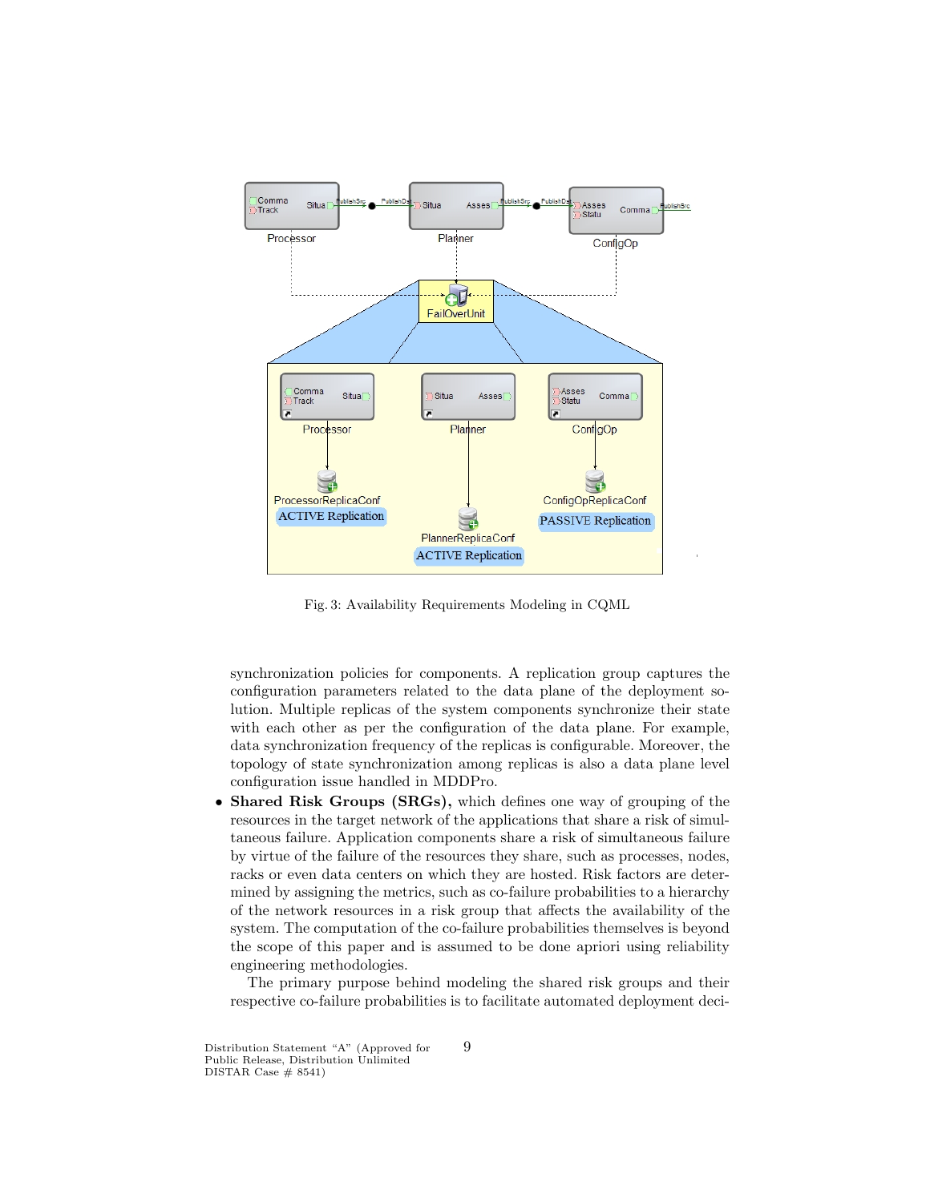Fig. 3: Availability Requirements Modeling in CQML

synchronization policies for components. A replication group captures the configuration parameters related to the data plane of the deployment solution. Multiple replicas of the system components synchronize their state with each other as per the configuration of the data plane. For example, data synchronization frequency of the replicas is configurable. Moreover, the topology of state synchronization among replicas is also a data plane level configuration issue handled in MDDPro.

- **Shared Risk Groups (SRGs),** which defines one way of grouping of the resources in the target network of the applications that share a risk of simultaneous failure. Application components share a risk of simultaneous failure by virtue of the failure of the resources they share, such as processes, nodes, racks or even data centers on which they are hosted. Risk factors are determined by assigning the metrics, such as co-failure probabilities to a hierarchy of the network resources in a risk group that affects the availability of the system. The computation of the co-failure probabilities themselves is beyond the scope of this paper and is assumed to be done apriori using reliability engineering methodologies.

  The primary purpose behind modeling the shared risk groups and their respective co-failure probabilities is to facilitate automated deployment deci-

Distribution Statement "A" (Approved for Public Release, Distribution Unlimited DISTAR Case # 8541)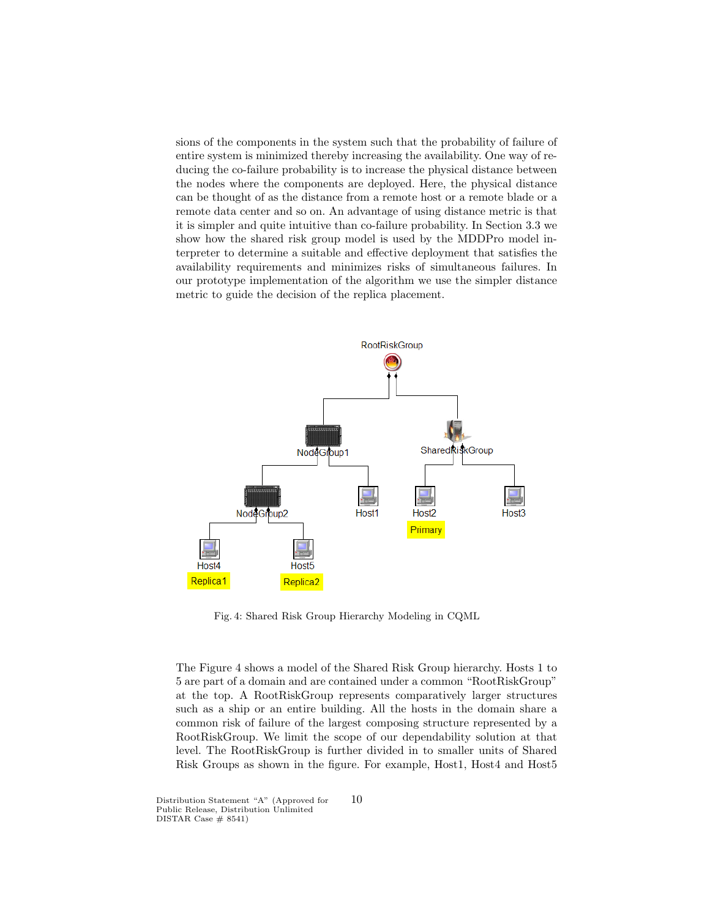sions of the components in the system such that the probability of failure of entire system is minimized thereby increasing the availability. One way of reducing the co-failure probability is to increase the physical distance between the nodes where the components are deployed. Here, the physical distance can be thought of as the distance from a remote host or a remote blade or a remote data center and so on. An advantage of using distance metric is that it is simpler and quite intuitive than co-failure probability. In Section 3.3 we show how the shared risk group model is used by the MDDPro model interpreter to determine a suitable and effective deployment that satisfies the availability requirements and minimizes risks of simultaneous failures. In our prototype implementation of the algorithm we use the simpler distance metric to guide the decision of the replica placement.

Fig. 4: Shared Risk Group Hierarchy Modeling in CQML

The Figure 4 shows a model of the Shared Risk Group hierarchy. Hosts 1 to 5 are part of a domain and are contained under a common "RootRiskGroup" at the top. A RootRiskGroup represents comparatively larger structures such as a ship or an entire building. All the hosts in the domain share a common risk of failure of the largest composing structure represented by a RootRiskGroup. We limit the scope of our dependability solution at that level. The RootRiskGroup is further divided in to smaller units of Shared Risk Groups as shown in the figure. For example, Host1, Host4 and Host5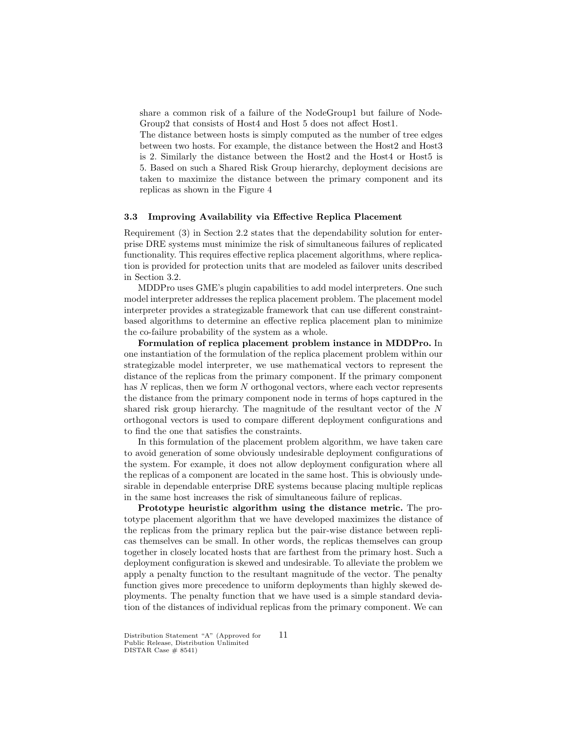share a common risk of a failure of the NodeGroup1 but failure of NodeGroup2 that consists of Host4 and Host 5 does not affect Host1.
The distance between hosts is simply computed as the number of tree edges between two hosts. For example, the distance between the Host2 and Host3 is 2. Similarly the distance between the Host2 and the Host4 or Host5 is 5. Based on such a Shared Risk Group hierarchy, deployment decisions are taken to maximize the distance between the primary component and its replicas as shown in the Figure 4

### 3.3 Improving Availability via Effective Replica Placement

Requirement (3) in Section 2.2 states that the dependability solution for enterprise DRE systems must minimize the risk of simultaneous failures of replicated functionality. This requires effective replica placement algorithms, where replication is provided for protection units that are modeled as failover units described in Section 3.2.

MDDPro uses GME's plugin capabilities to add model interpreters. One such model interpreter addresses the replica placement problem. The placement model interpreter provides a strategizable framework that can use different constraint-based algorithms to determine an effective replica placement plan to minimize the co-failure probability of the system as a whole.

**Formulation of replica placement problem instance in MDDPro.** In one instantiation of the formulation of the replica placement problem within our strategizable model interpreter, we use mathematical vectors to represent the distance of the replicas from the primary component. If the primary component has $N$ replicas, then we form $N$ orthogonal vectors, where each vector represents the distance from the primary component node in terms of hops captured in the shared risk group hierarchy. The magnitude of the resultant vector of the $N$ orthogonal vectors is used to compare different deployment configurations and to find the one that satisfies the constraints.

In this formulation of the placement problem algorithm, we have taken care to avoid generation of some obviously undesirable deployment configurations of the system. For example, it does not allow deployment configuration where all the replicas of a component are located in the same host. This is obviously undesirable in dependable enterprise DRE systems because placing multiple replicas in the same host increases the risk of simultaneous failure of replicas.

**Prototype heuristic algorithm using the distance metric.** The prototype placement algorithm that we have developed maximizes the distance of the replicas from the primary replica but the pair-wise distance between replicas themselves can be small. In other words, the replicas themselves can group together in closely located hosts that are farthest from the primary host. Such a deployment configuration is skewed and undesirable. To alleviate the problem we apply a penalty function to the resultant magnitude of the vector. The penalty function gives more precedence to uniform deployments than highly skewed deployments. The penalty function that we have used is a simple standard deviation of the distances of individual replicas from the primary component. We can

Distribution Statement "A" (Approved for Public Release, Distribution Unlimited DISTAR Case # 8541)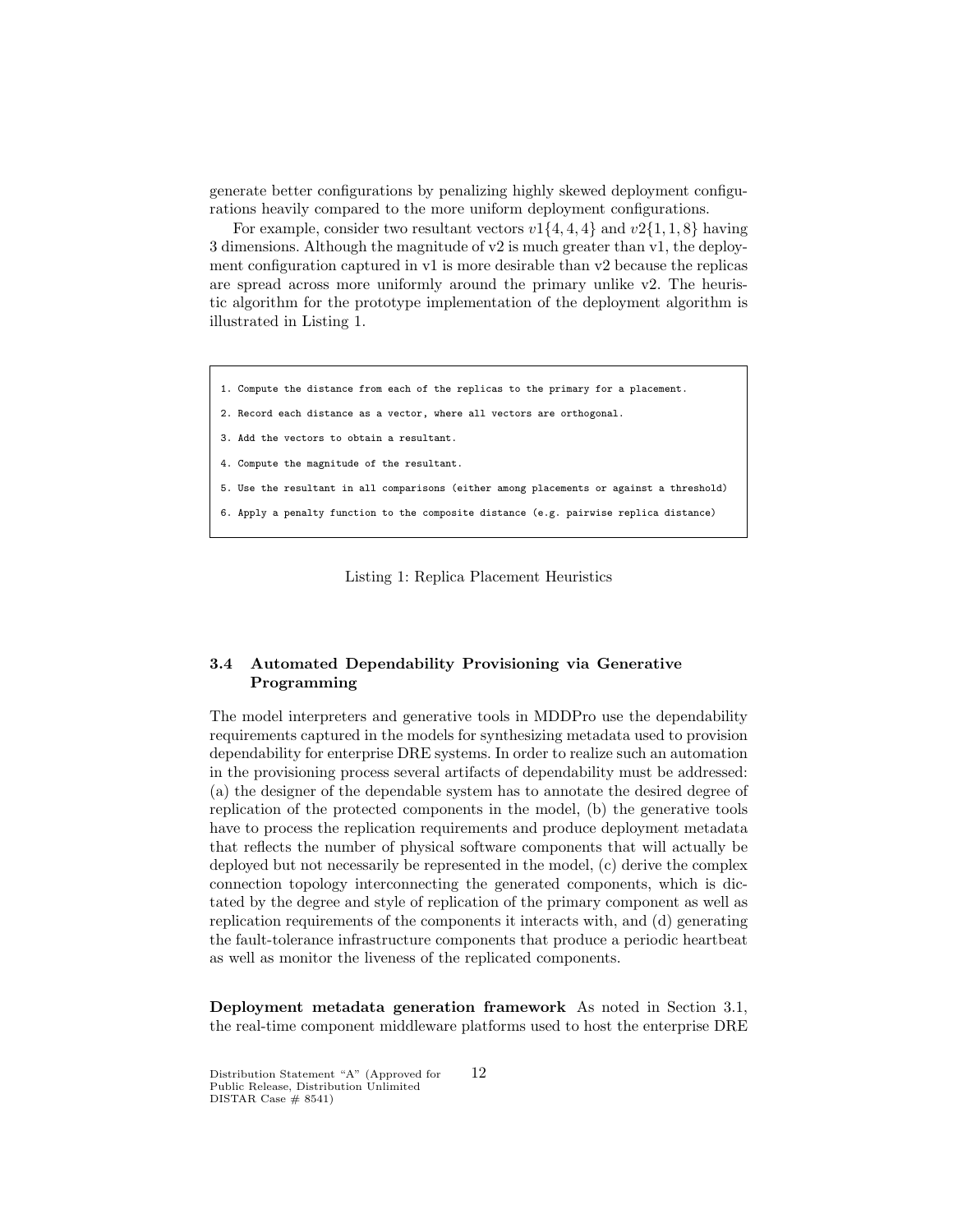generate better configurations by penalizing highly skewed deployment configurations heavily compared to the more uniform deployment configurations.

For example, consider two resultant vectors $v1\{4, 4, 4\}$ and $v2\{1, 1, 8\}$ having 3 dimensions. Although the magnitude of v2 is much greater than v1, the deployment configuration captured in v1 is more desirable than v2 because the replicas are spread across more uniformly around the primary unlike v2. The heuristic algorithm for the prototype implementation of the deployment algorithm is illustrated in Listing 1.

```
1. Compute the distance from each of the replicas to the primary for a placement.

2. Record each distance as a vector, where all vectors are orthogonal.

3. Add the vectors to obtain a resultant.

4. Compute the magnitude of the resultant.

5. Use the resultant in all comparisons (either among placements or against a threshold)

6. Apply a penalty function to the composite distance (e.g. pairwise replica distance)
```

Listing 1: Replica Placement Heuristics

### 3.4 Automated Dependability Provisioning via Generative Programming

The model interpreters and generative tools in MDDPro use the dependability requirements captured in the models for synthesizing metadata used to provision dependability for enterprise DRE systems. In order to realize such an automation in the provisioning process several artifacts of dependability must be addressed: (a) the designer of the dependable system has to annotate the desired degree of replication of the protected components in the model, (b) the generative tools have to process the replication requirements and produce deployment metadata that reflects the number of physical software components that will actually be deployed but not necessarily be represented in the model, (c) derive the complex connection topology interconnecting the generated components, which is dictated by the degree and style of replication of the primary component as well as replication requirements of the components it interacts with, and (d) generating the fault-tolerance infrastructure components that produce a periodic heartbeat as well as monitor the liveness of the replicated components.

**Deployment metadata generation framework** As noted in Section 3.1, the real-time component middleware platforms used to host the enterprise DRE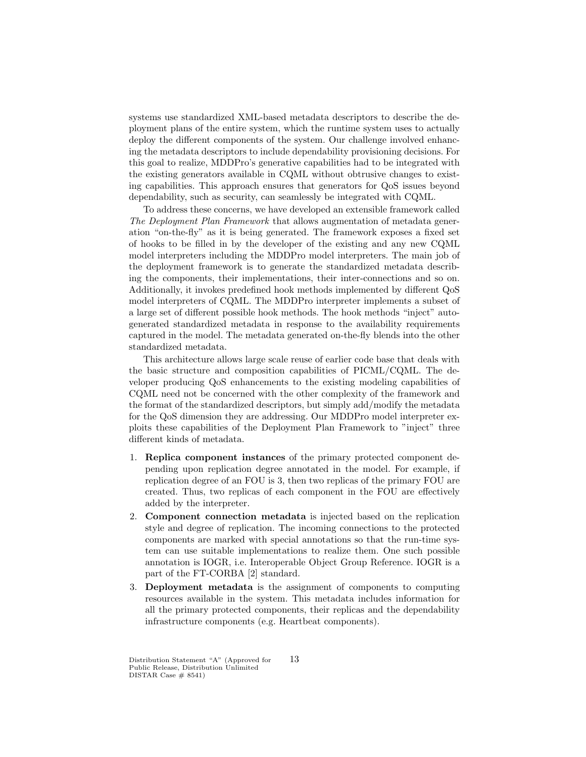systems use standardized XML-based metadata descriptors to describe the deployment plans of the entire system, which the runtime system uses to actually deploy the different components of the system. Our challenge involved enhancing the metadata descriptors to include dependability provisioning decisions. For this goal to realize, MDDPro's generative capabilities had to be integrated with the existing generators available in CQML without obtrusive changes to existing capabilities. This approach ensures that generators for QoS issues beyond dependability, such as security, can seamlessly be integrated with CQML.

To address these concerns, we have developed an extensible framework called *The Deployment Plan Framework* that allows augmentation of metadata generation "on-the-fly" as it is being generated. The framework exposes a fixed set of hooks to be filled in by the developer of the existing and any new CQML model interpreters including the MDDPro model interpreters. The main job of the deployment framework is to generate the standardized metadata describing the components, their implementations, their inter-connections and so on. Additionally, it invokes predefined hook methods implemented by different QoS model interpreters of CQML. The MDDPro interpreter implements a subset of a large set of different possible hook methods. The hook methods "inject" auto-generated standardized metadata in response to the availability requirements captured in the model. The metadata generated on-the-fly blends into the other standardized metadata.

This architecture allows large scale reuse of earlier code base that deals with the basic structure and composition capabilities of PICML/CQML. The developer producing QoS enhancements to the existing modeling capabilities of CQML need not be concerned with the other complexity of the framework and the format of the standardized descriptors, but simply add/modify the metadata for the QoS dimension they are addressing. Our MDDPro model interpreter exploits these capabilities of the Deployment Plan Framework to "inject" three different kinds of metadata.

1. **Replica component instances** of the primary protected component depending upon replication degree annotated in the model. For example, if replication degree of an FOU is 3, then two replicas of the primary FOU are created. Thus, two replicas of each component in the FOU are effectively added by the interpreter.
2. **Component connection metadata** is injected based on the replication style and degree of replication. The incoming connections to the protected components are marked with special annotations so that the run-time system can use suitable implementations to realize them. One such possible annotation is IOGR, i.e. Interoperable Object Group Reference. IOGR is a part of the FT-CORBA [2] standard.
3. **Deployment metadata** is the assignment of components to computing resources available in the system. This metadata includes information for all the primary protected components, their replicas and the dependability infrastructure components (e.g. Heartbeat components).

Distribution Statement "A" (Approved for Public Release, Distribution Unlimited DISTAR Case # 8541)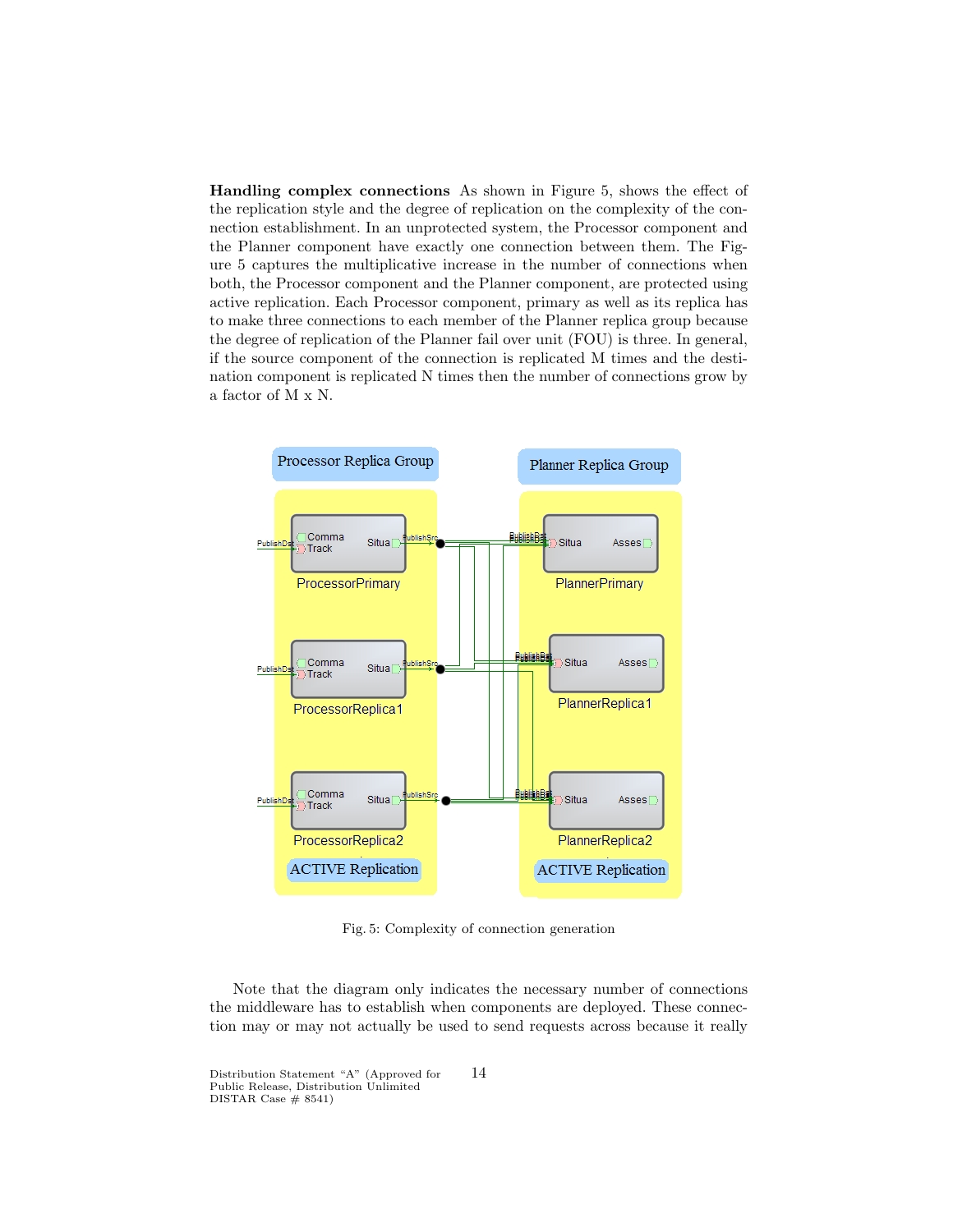**Handling complex connections** As shown in Figure 5, shows the effect of the replication style and the degree of replication on the complexity of the connection establishment. In an unprotected system, the Processor component and the Planner component have exactly one connection between them. The Figure 5 captures the multiplicative increase in the number of connections when both, the Processor component and the Planner component, are protected using active replication. Each Processor component, primary as well as its replica has to make three connections to each member of the Planner replica group because the degree of replication of the Planner fail over unit (FOU) is three. In general, if the source component of the connection is replicated M times and the destination component is replicated N times then the number of connections grow by a factor of M x N.

Fig. 5: Complexity of connection generation

Note that the diagram only indicates the necessary number of connections the middleware has to establish when components are deployed. These connection may or may not actually be used to send requests across because it really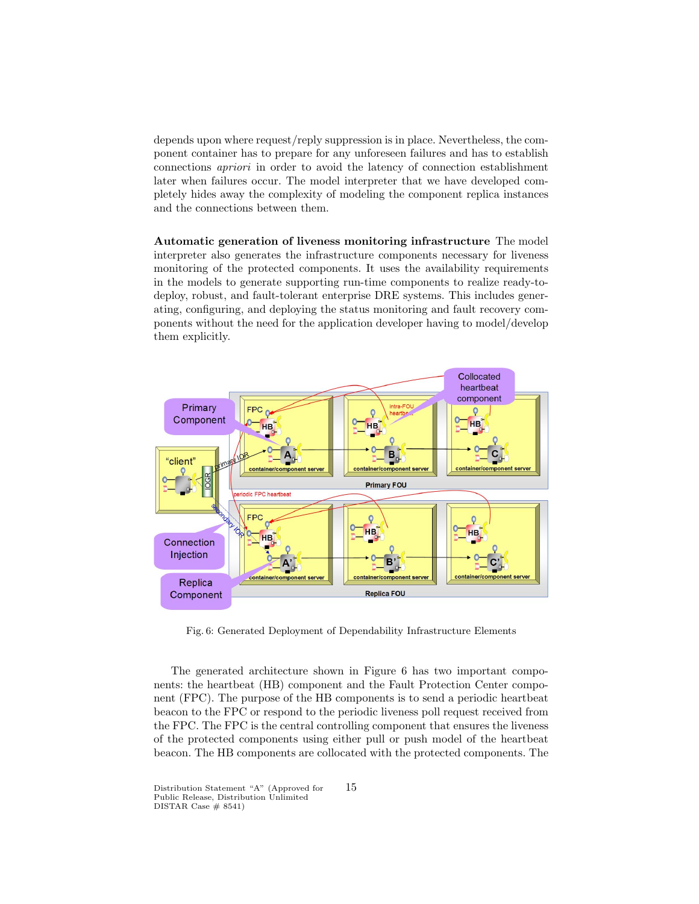depends upon where request/reply suppression is in place. Nevertheless, the component container has to prepare for any unforeseen failures and has to establish connections *apriori* in order to avoid the latency of connection establishment later when failures occur. The model interpreter that we have developed completely hides away the complexity of modeling the component replica instances and the connections between them.

**Automatic generation of liveness monitoring infrastructure** The model interpreter also generates the infrastructure components necessary for liveness monitoring of the protected components. It uses the availability requirements in the models to generate supporting run-time components to realize ready-to-deploy, robust, and fault-tolerant enterprise DRE systems. This includes generating, configuring, and deploying the status monitoring and fault recovery components without the need for the application developer having to model/develop them explicitly.

Fig. 6: Generated Deployment of Dependability Infrastructure Elements

The generated architecture shown in Figure 6 has two important components: the heartbeat (HB) component and the Fault Protection Center component (FPC). The purpose of the HB components is to send a periodic heartbeat beacon to the FPC or respond to the periodic liveness poll request received from the FPC. The FPC is the central controlling component that ensures the liveness of the protected components using either pull or push model of the heartbeat beacon. The HB components are collocated with the protected components. The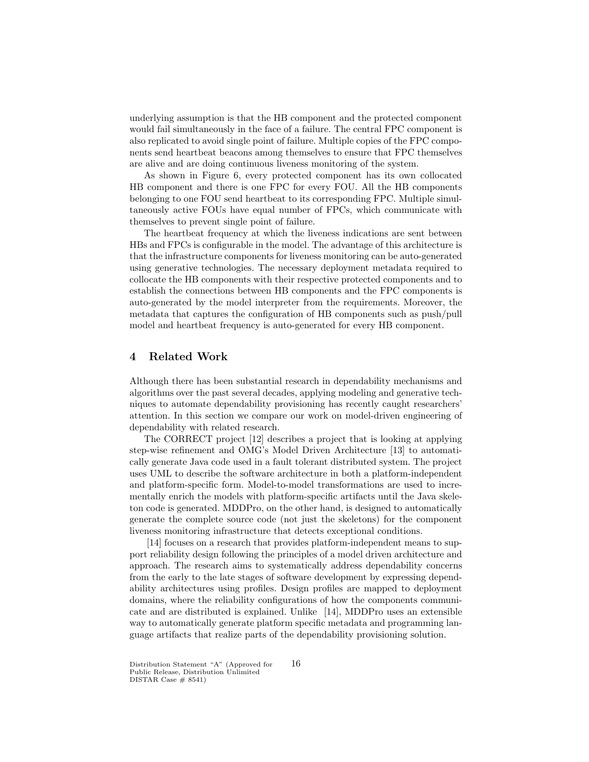underlying assumption is that the HB component and the protected component would fail simultaneously in the face of a failure. The central FPC component is also replicated to avoid single point of failure. Multiple copies of the FPC components send heartbeat beacons among themselves to ensure that FPC themselves are alive and are doing continuous liveness monitoring of the system.

As shown in Figure 6, every protected component has its own collocated HB component and there is one FPC for every FOU. All the HB components belonging to one FOU send heartbeat to its corresponding FPC. Multiple simultaneously active FOUs have equal number of FPCs, which communicate with themselves to prevent single point of failure.

The heartbeat frequency at which the liveness indications are sent between HBs and FPCs is configurable in the model. The advantage of this architecture is that the infrastructure components for liveness monitoring can be auto-generated using generative technologies. The necessary deployment metadata required to collocate the HB components with their respective protected components and to establish the connections between HB components and the FPC components is auto-generated by the model interpreter from the requirements. Moreover, the metadata that captures the configuration of HB components such as push/pull model and heartbeat frequency is auto-generated for every HB component.

## 4 Related Work

Although there has been substantial research in dependability mechanisms and algorithms over the past several decades, applying modeling and generative techniques to automate dependability provisioning has recently caught researchers' attention. In this section we compare our work on model-driven engineering of dependability with related research.

The CORRECT project [12] describes a project that is looking at applying step-wise refinement and OMG's Model Driven Architecture [13] to automatically generate Java code used in a fault tolerant distributed system. The project uses UML to describe the software architecture in both a platform-independent and platform-specific form. Model-to-model transformations are used to incrementally enrich the models with platform-specific artifacts until the Java skeleton code is generated. MDDPro, on the other hand, is designed to automatically generate the complete source code (not just the skeletons) for the component liveness monitoring infrastructure that detects exceptional conditions.

[14] focuses on a research that provides platform-independent means to support reliability design following the principles of a model driven architecture and approach. The research aims to systematically address dependability concerns from the early to the late stages of software development by expressing dependability architectures using profiles. Design profiles are mapped to deployment domains, where the reliability configurations of how the components communicate and are distributed is explained. Unlike [14], MDDPro uses an extensible way to automatically generate platform specific metadata and programming language artifacts that realize parts of the dependability provisioning solution.

Distribution Statement "A" (Approved for Public Release, Distribution Unlimited DISTAR Case # 8541)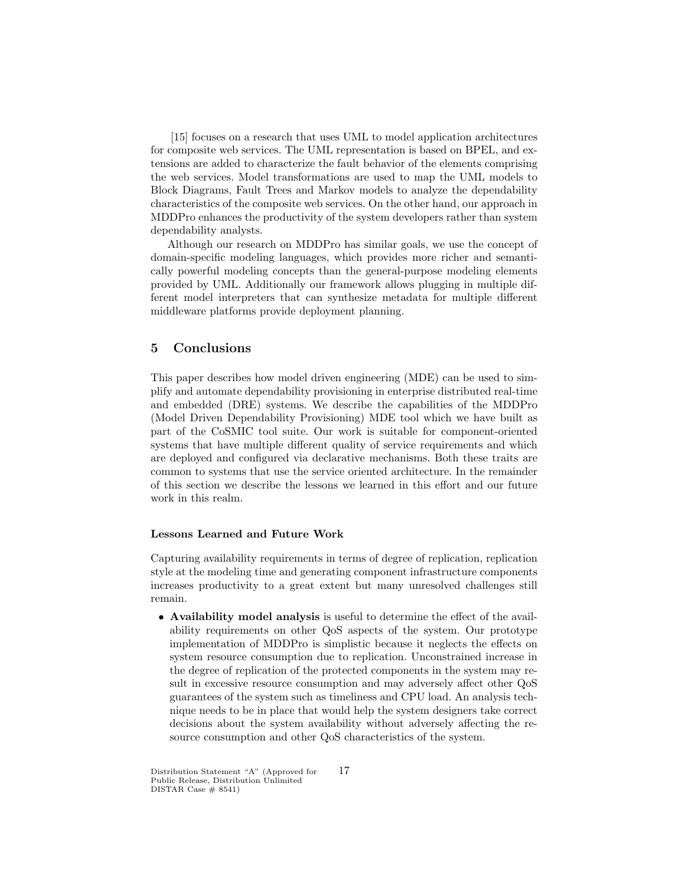[15] focuses on a research that uses UML to model application architectures for composite web services. The UML representation is based on BPEL, and extensions are added to characterize the fault behavior of the elements comprising the web services. Model transformations are used to map the UML models to Block Diagrams, Fault Trees and Markov models to analyze the dependability characteristics of the composite web services. On the other hand, our approach in MDDPro enhances the productivity of the system developers rather than system dependability analysts.

Although our research on MDDPro has similar goals, we use the concept of domain-specific modeling languages, which provides more richer and semantically powerful modeling concepts than the general-purpose modeling elements provided by UML. Additionally our framework allows plugging in multiple different model interpreters that can synthesize metadata for multiple different middleware platforms provide deployment planning.

## 5 Conclusions

This paper describes how model driven engineering (MDE) can be used to simplify and automate dependability provisioning in enterprise distributed real-time and embedded (DRE) systems. We describe the capabilities of the MDDPro (Model Driven Dependability Provisioning) MDE tool which we have built as part of the CoSMIC tool suite. Our work is suitable for component-oriented systems that have multiple different quality of service requirements and which are deployed and configured via declarative mechanisms. Both these traits are common to systems that use the service oriented architecture. In the remainder of this section we describe the lessons we learned in this effort and our future work in this realm.

#### Lessons Learned and Future Work

Capturing availability requirements in terms of degree of replication, replication style at the modeling time and generating component infrastructure components increases productivity to a great extent but many unresolved challenges still remain.

- **Availability model analysis** is useful to determine the effect of the availability requirements on other QoS aspects of the system. Our prototype implementation of MDDPro is simplistic because it neglects the effects on system resource consumption due to replication. Unconstrained increase in the degree of replication of the protected components in the system may result in excessive resource consumption and may adversely affect other QoS guarantees of the system such as timeliness and CPU load. An analysis technique needs to be in place that would help the system designers take correct decisions about the system availability without adversely affecting the resource consumption and other QoS characteristics of the system.

Distribution Statement "A" (Approved for Public Release, Distribution Unlimited DISTAR Case # 8541)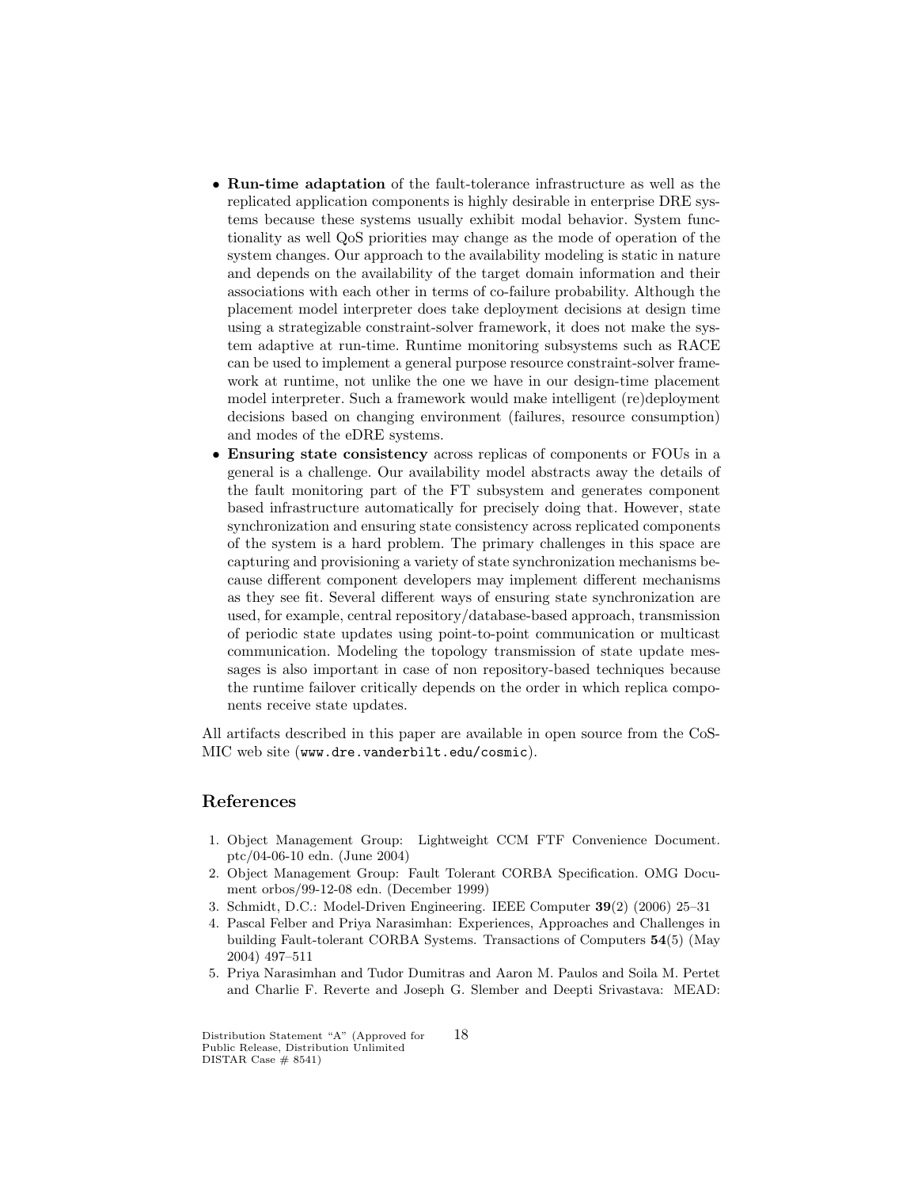- **Run-time adaptation** of the fault-tolerance infrastructure as well as the replicated application components is highly desirable in enterprise DRE systems because these systems usually exhibit modal behavior. System functionality as well QoS priorities may change as the mode of operation of the system changes. Our approach to the availability modeling is static in nature and depends on the availability of the target domain information and their associations with each other in terms of co-failure probability. Although the placement model interpreter does take deployment decisions at design time using a strategizable constraint-solver framework, it does not make the system adaptive at run-time. Runtime monitoring subsystems such as RACE can be used to implement a general purpose resource constraint-solver framework at runtime, not unlike the one we have in our design-time placement model interpreter. Such a framework would make intelligent (re)deployment decisions based on changing environment (failures, resource consumption) and modes of the eDRE systems.
- **Ensuring state consistency** across replicas of components or FOUs in a general is a challenge. Our availability model abstracts away the details of the fault monitoring part of the FT subsystem and generates component based infrastructure automatically for precisely doing that. However, state synchronization and ensuring state consistency across replicated components of the system is a hard problem. The primary challenges in this space are capturing and provisioning a variety of state synchronization mechanisms because different component developers may implement different mechanisms as they see fit. Several different ways of ensuring state synchronization are used, for example, central repository/database-based approach, transmission of periodic state updates using point-to-point communication or multicast communication. Modeling the topology transmission of state update messages is also important in case of non repository-based techniques because the runtime failover critically depends on the order in which replica components receive state updates.

All artifacts described in this paper are available in open source from the CoSMIC web site (`www.dre.vanderbilt.edu/cosmic`).

## References

1. Object Management Group: Lightweight CCM FTF Convenience Document. ptc/04-06-10 edn. (June 2004)
2. Object Management Group: Fault Tolerant CORBA Specification. OMG Document orbos/99-12-08 edn. (December 1999)
3. Schmidt, D.C.: Model-Driven Engineering. IEEE Computer **39**(2) (2006) 25–31
4. Pascal Felber and Priya Narasimhan: Experiences, Approaches and Challenges in building Fault-tolerant CORBA Systems. Transactions of Computers **54**(5) (May 2004) 497–511
5. Priya Narasimhan and Tudor Dumitras and Aaron M. Paulos and Soila M. Pertet and Charlie F. Reverte and Joseph G. Slember and Deepti Srivastava: MEAD:

Distribution Statement "A" (Approved for Public Release, Distribution Unlimited DISTAR Case # 8541)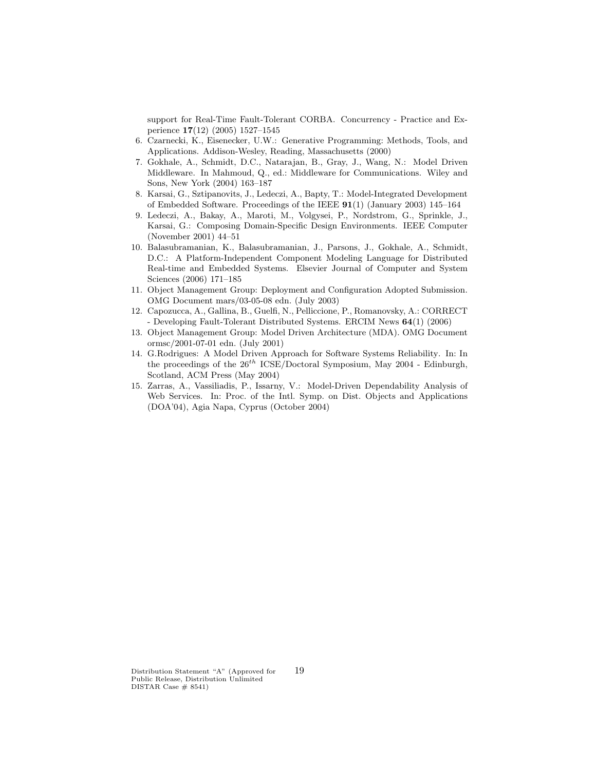support for Real-Time Fault-Tolerant CORBA. Concurrency - Practice and Experience **17**(12) (2005) 1527–1545

6. Czarnecki, K., Eisenecker, U.W.: Generative Programming: Methods, Tools, and Applications. Addison-Wesley, Reading, Massachusetts (2000)
7. Gokhale, A., Schmidt, D.C., Natarajan, B., Gray, J., Wang, N.: Model Driven Middleware. In Mahmoud, Q., ed.: Middleware for Communications. Wiley and Sons, New York (2004) 163–187
8. Karsai, G., Sztipanovits, J., Ledeczi, A., Bapty, T.: Model-Integrated Development of Embedded Software. Proceedings of the IEEE **91**(1) (January 2003) 145–164
9. Ledeczi, A., Bakay, A., Maroti, M., Volgysei, P., Nordstrom, G., Sprinkle, J., Karsai, G.: Composing Domain-Specific Design Environments. IEEE Computer (November 2001) 44–51
10. Balasubramanian, K., Balasubramanian, J., Parsons, J., Gokhale, A., Schmidt, D.C.: A Platform-Independent Component Modeling Language for Distributed Real-time and Embedded Systems. Elsevier Journal of Computer and System Sciences (2006) 171–185
11. Object Management Group: Deployment and Configuration Adopted Submission. OMG Document mars/03-05-08 edn. (July 2003)
12. Capozucca, A., Gallina, B., Guelfi, N., Pelliccione, P., Romanovsky, A.: CORRECT - Developing Fault-Tolerant Distributed Systems. ERCIM News **64**(1) (2006)
13. Object Management Group: Model Driven Architecture (MDA). OMG Document ormsc/2001-07-01 edn. (July 2001)
14. G.Rodrigues: A Model Driven Approach for Software Systems Reliability. In: In the proceedings of the $26^{th}$ ICSE/Doctoral Symposium, May 2004 - Edinburgh, Scotland, ACM Press (May 2004)
15. Zarras, A., Vassiliadis, P., Issarny, V.: Model-Driven Dependability Analysis of Web Services. In: Proc. of the Intl. Symp. on Dist. Objects and Applications (DOA'04), Agia Napa, Cyprus (October 2004)

Distribution Statement "A" (Approved for Public Release, Distribution Unlimited DISTAR Case # 8541)